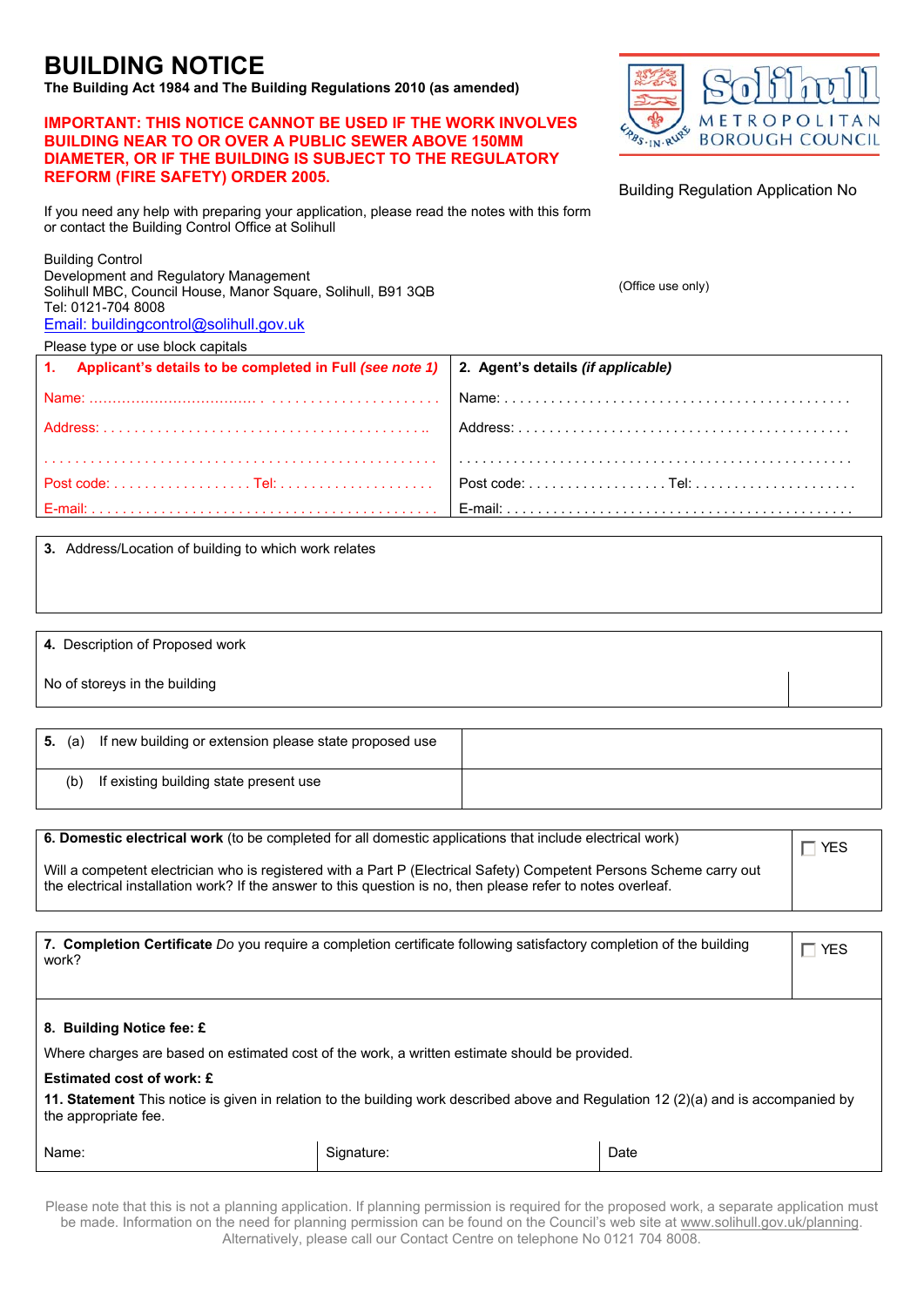# BUILDING NOTICE

**The Building Act 1984 and The Building Regulations 2010 (as amended)**

**IMPORTANT: THIS NOTICE CANNOT BE USED IF THE WORK INVOLVES BUILDING NEAR TO OR OVER A PUBLIC SEWER ABOVE 150MM DIAMETER, OR IF THE BUILDING IS SUBJECT TO THE REGULATORY REFORM (FIRE SAFETY) ORDER 2005.**

Solihull METROPOLITAN BOROUGH COUNCIL

Building Regulation Application No

(Office use only)

If you need any help with preparing your application, please read the notes with this form or contact the Building Control Office at Solihull

Building Control
Development and Regulatory Management
Solihull MBC, Council House, Manor Square, Solihull, B91 3QB
Tel: 0121-704 8008
Email: buildingcontrol@solihull.gov.uk

Please type or use block capitals

| **1. Applicant's details to be completed in Full** ***(see note 1)*** | **2. Agent's details** ***(if applicable)*** |
|---|---|
| Name: ...................................................... | Name: ...................................................... |
| Address: ...................................................... | Address: ...................................................... |
| ...................................................... | ...................................................... |
| Post code: .................. Tel: .................... | Post code: .................. Tel: .................... |
| E-mail: ...................................................... | E-mail: ...................................................... |

**3.** Address/Location of building to which work relates

**4.** Description of Proposed work

No of storeys in the building

| | |
|---|---|
| **5.** (a) If new building or extension please state proposed use | |
| (b) If existing building state present use | |

**6. Domestic electrical work** (to be completed for all domestic applications that include electrical work)

Will a competent electrician who is registered with a Part P (Electrical Safety) Competent Persons Scheme carry out the electrical installation work? If the answer to this question is no, then please refer to notes overleaf. ☐ YES

**7. Completion Certificate** *Do* you require a completion certificate following satisfactory completion of the building work? ☐ YES

**8. Building Notice fee: £**

Where charges are based on estimated cost of the work, a written estimate should be provided.

**Estimated cost of work: £**

**11. Statement** This notice is given in relation to the building work described above and Regulation 12 (2)(a) and is accompanied by the appropriate fee.

| Name: | Signature: | Date |
|---|---|---|

Please note that this is not a planning application. If planning permission is required for the proposed work, a separate application must be made. Information on the need for planning permission can be found on the Council's web site at www.solihull.gov.uk/planning. Alternatively, please call our Contact Centre on telephone No 0121 704 8008.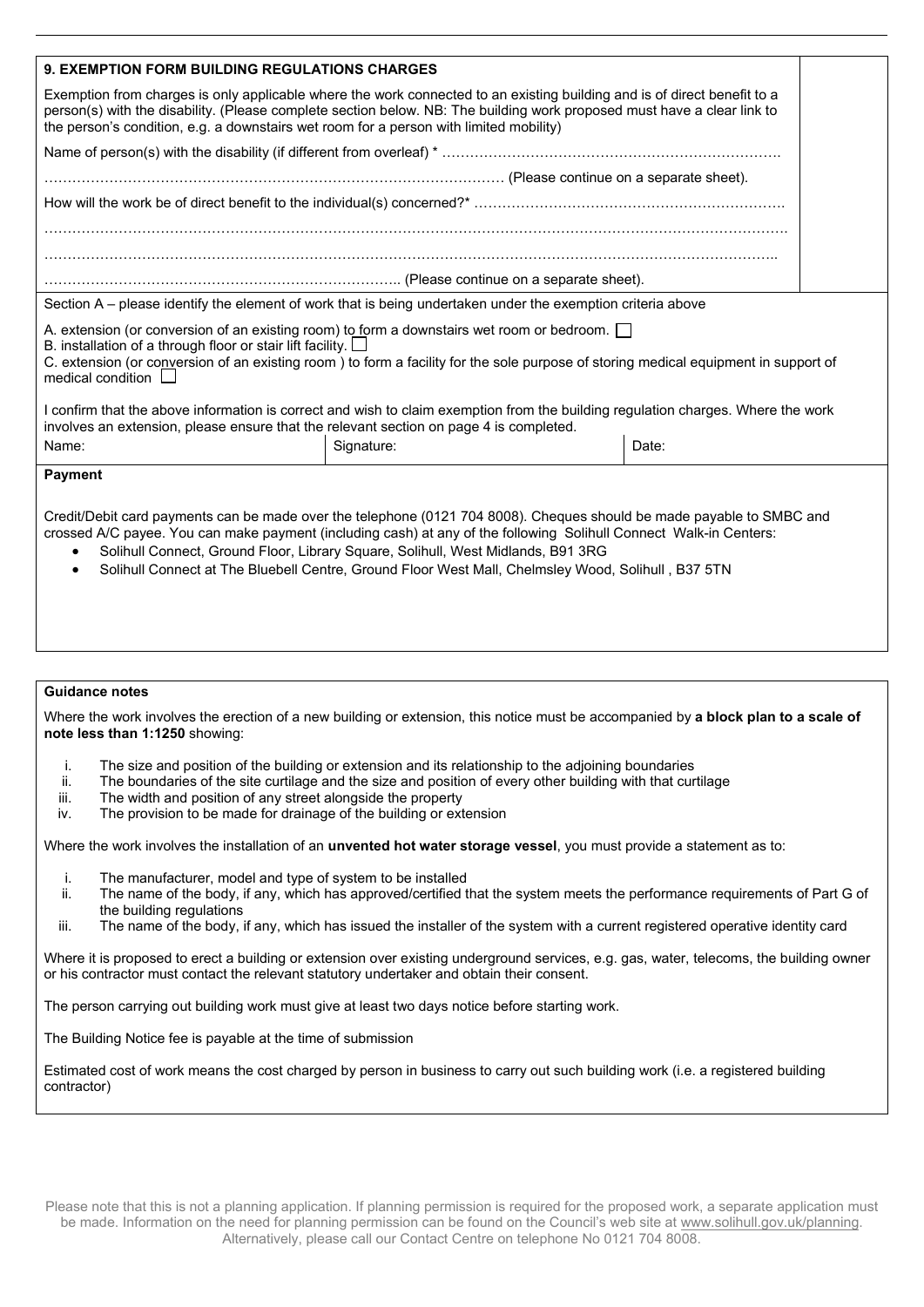## 9. EXEMPTION FORM BUILDING REGULATIONS CHARGES

Exemption from charges is only applicable where the work connected to an existing building and is of direct benefit to a person(s) with the disability. (Please complete section below. NB: The building work proposed must have a clear link to the person's condition, e.g. a downstairs wet room for a person with limited mobility)

Name of person(s) with the disability (if different from overleaf) * ……………………………………………………………….

……………………………………………………………………………………… (Please continue on a separate sheet).

How will the work be of direct benefit to the individual(s) concerned?* ………………………………………………………….

……………………………………………………………………………………………………………………………………………….

……………………………………………………………………………………………………………………………………………..

………………………………………………………………….. (Please continue on a separate sheet).

Section A – please identify the element of work that is being undertaken under the exemption criteria above

A. extension (or conversion of an existing room) to form a downstairs wet room or bedroom. ☐
B. installation of a through floor or stair lift facility. ☐
C. extension (or conversion of an existing room ) to form a facility for the sole purpose of storing medical equipment in support of medical condition ☐

I confirm that the above information is correct and wish to claim exemption from the building regulation charges. Where the work involves an extension, please ensure that the relevant section on page 4 is completed.

| | | |
|---|---|---|
| Name: | Signature: | Date: |

**Payment**

Credit/Debit card payments can be made over the telephone (0121 704 8008). Cheques should be made payable to SMBC and crossed A/C payee. You can make payment (including cash) at any of the following Solihull Connect Walk-in Centers:

- Solihull Connect, Ground Floor, Library Square, Solihull, West Midlands, B91 3RG
- Solihull Connect at The Bluebell Centre, Ground Floor West Mall, Chelmsley Wood, Solihull , B37 5TN

**Guidance notes**

Where the work involves the erection of a new building or extension, this notice must be accompanied by **a block plan to a scale of note less than 1:1250** showing:

i. The size and position of the building or extension and its relationship to the adjoining boundaries
ii. The boundaries of the site curtilage and the size and position of every other building with that curtilage
iii. The width and position of any street alongside the property
iv. The provision to be made for drainage of the building or extension

Where the work involves the installation of an **unvented hot water storage vessel**, you must provide a statement as to:

i. The manufacturer, model and type of system to be installed
ii. The name of the body, if any, which has approved/certified that the system meets the performance requirements of Part G of the building regulations
iii. The name of the body, if any, which has issued the installer of the system with a current registered operative identity card

Where it is proposed to erect a building or extension over existing underground services, e.g. gas, water, telecoms, the building owner or his contractor must contact the relevant statutory undertaker and obtain their consent.

The person carrying out building work must give at least two days notice before starting work.

The Building Notice fee is payable at the time of submission

Estimated cost of work means the cost charged by person in business to carry out such building work (i.e. a registered building contractor)

Please note that this is not a planning application. If planning permission is required for the proposed work, a separate application must be made. Information on the need for planning permission can be found on the Council's web site at www.solihull.gov.uk/planning. Alternatively, please call our Contact Centre on telephone No 0121 704 8008.